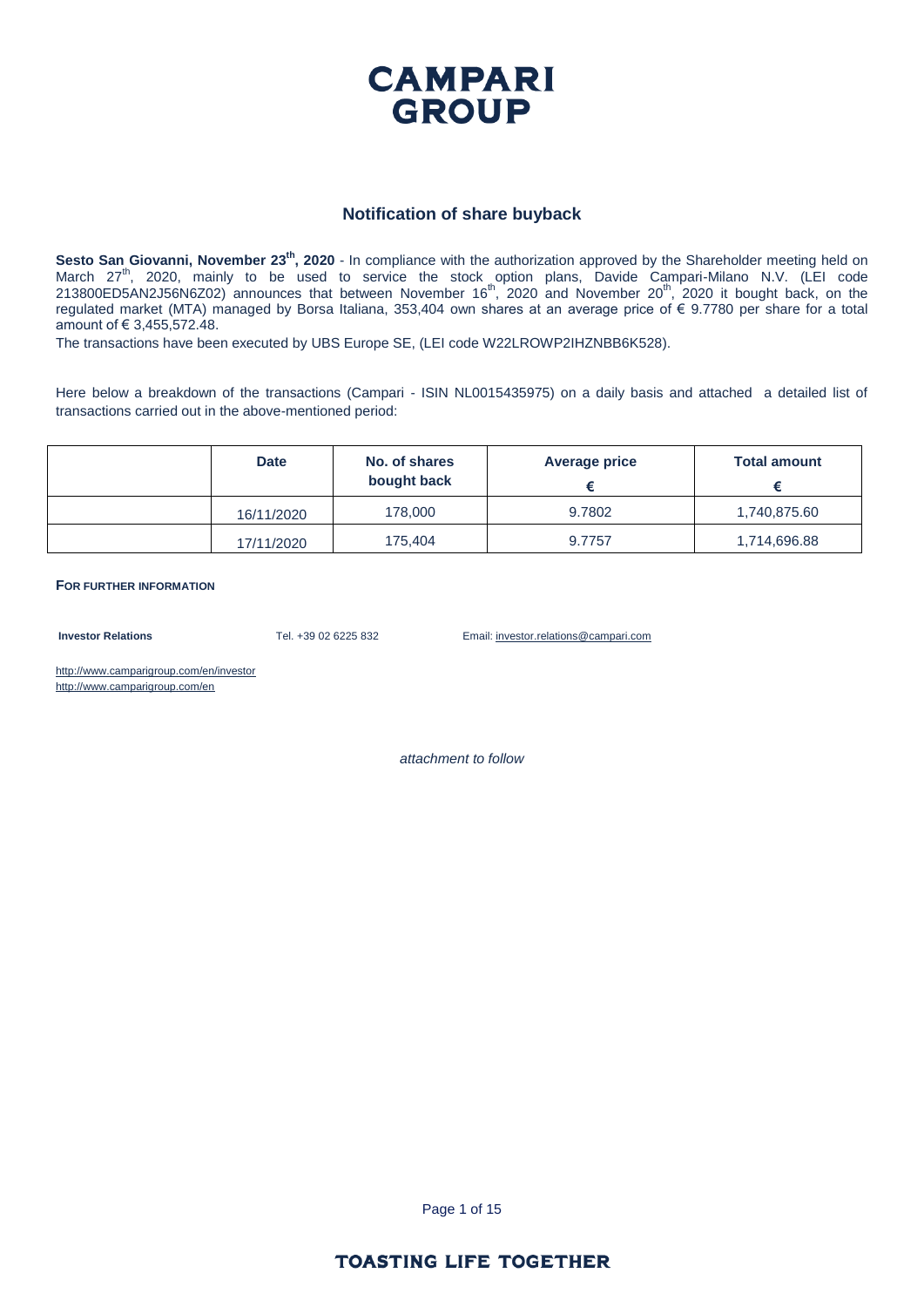# CAMPARI GROUP

## Notification of share buyback

**Sesto San Giovanni, November 23th, 2020** - In compliance with the authorization approved by the Shareholder meeting held on March 27th, 2020, mainly to be used to service the stock option plans, Davide Campari-Milano N.V. (LEI code 213800ED5AN2J56N6Z02) announces that between November 16th, 2020 and November 20th, 2020 it bought back, on the regulated market (MTA) managed by Borsa Italiana, 353,404 own shares at an average price of € 9.7780 per share for a total amount of € 3,455,572.48.

The transactions have been executed by UBS Europe SE, (LEI code W22LROWP2IHZNBB6K528).

Here below a breakdown of the transactions (Campari - ISIN NL0015435975) on a daily basis and attached a detailed list of transactions carried out in the above-mentioned period:

| | Date | No. of shares bought back | Average price € | Total amount € |
|---|---|---|---|---|
| | 16/11/2020 | 178,000 | 9.7802 | 1,740,875.60 |
| | 17/11/2020 | 175,404 | 9.7757 | 1,714,696.88 |

**FOR FURTHER INFORMATION**

**Investor Relations** Tel. +39 02 6225 832 Email: investor.relations@campari.com

http://www.camparigroup.com/en/investor
http://www.camparigroup.com/en

*attachment to follow*

**TOASTING LIFE TOGETHER**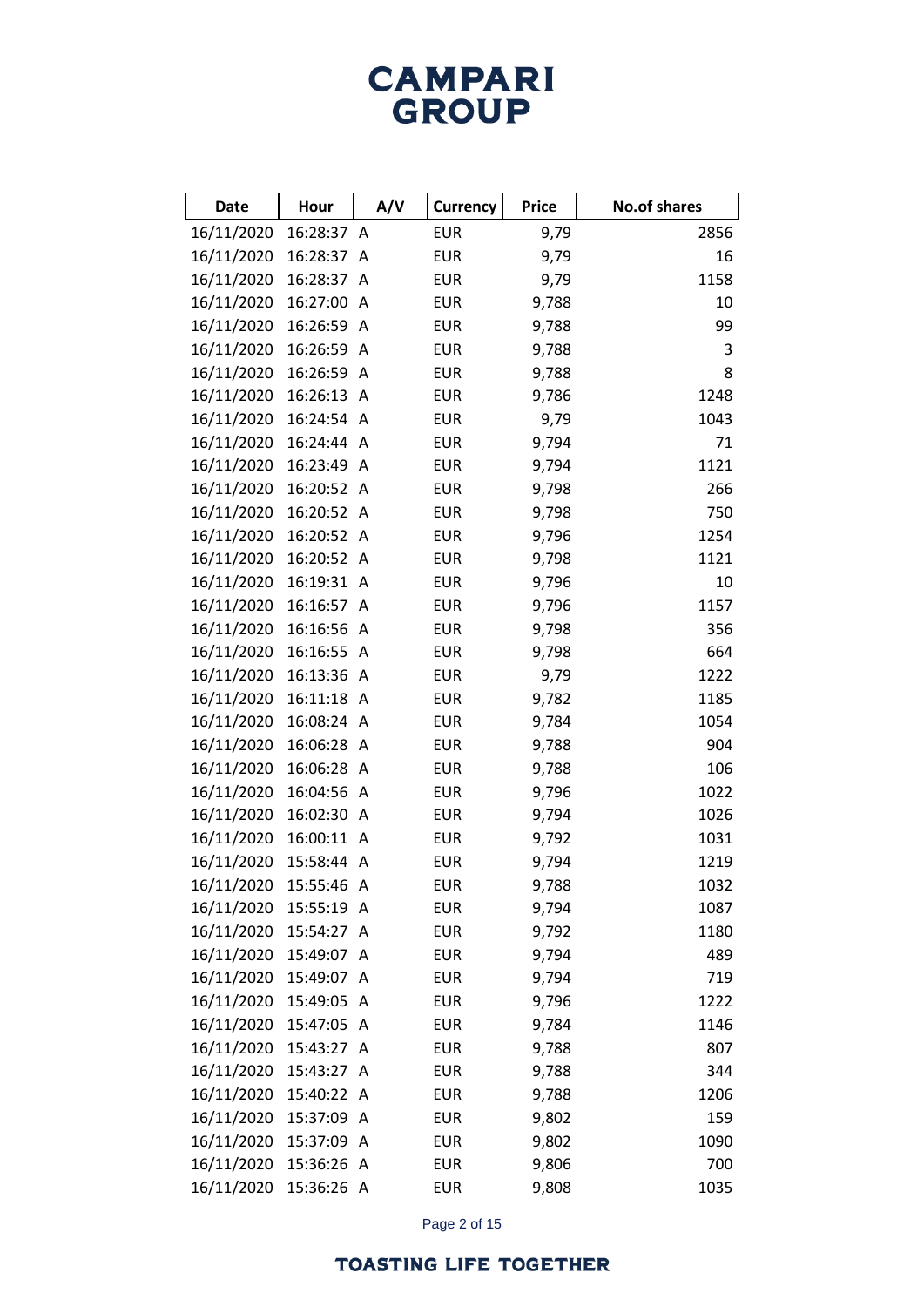| Date | Hour | A/V | Currency | Price | No.of shares |
| --- | --- | --- | --- | --- | --- |
| 16/11/2020 | 16:28:37 | A | EUR | 9,79 | 2856 |
| 16/11/2020 | 16:28:37 | A | EUR | 9,79 | 16 |
| 16/11/2020 | 16:28:37 | A | EUR | 9,79 | 1158 |
| 16/11/2020 | 16:27:00 | A | EUR | 9,788 | 10 |
| 16/11/2020 | 16:26:59 | A | EUR | 9,788 | 99 |
| 16/11/2020 | 16:26:59 | A | EUR | 9,788 | 3 |
| 16/11/2020 | 16:26:59 | A | EUR | 9,788 | 8 |
| 16/11/2020 | 16:26:13 | A | EUR | 9,786 | 1248 |
| 16/11/2020 | 16:24:54 | A | EUR | 9,79 | 1043 |
| 16/11/2020 | 16:24:44 | A | EUR | 9,794 | 71 |
| 16/11/2020 | 16:23:49 | A | EUR | 9,794 | 1121 |
| 16/11/2020 | 16:20:52 | A | EUR | 9,798 | 266 |
| 16/11/2020 | 16:20:52 | A | EUR | 9,798 | 750 |
| 16/11/2020 | 16:20:52 | A | EUR | 9,796 | 1254 |
| 16/11/2020 | 16:20:52 | A | EUR | 9,798 | 1121 |
| 16/11/2020 | 16:19:31 | A | EUR | 9,796 | 10 |
| 16/11/2020 | 16:16:57 | A | EUR | 9,796 | 1157 |
| 16/11/2020 | 16:16:56 | A | EUR | 9,798 | 356 |
| 16/11/2020 | 16:16:55 | A | EUR | 9,798 | 664 |
| 16/11/2020 | 16:13:36 | A | EUR | 9,79 | 1222 |
| 16/11/2020 | 16:11:18 | A | EUR | 9,782 | 1185 |
| 16/11/2020 | 16:08:24 | A | EUR | 9,784 | 1054 |
| 16/11/2020 | 16:06:28 | A | EUR | 9,788 | 904 |
| 16/11/2020 | 16:06:28 | A | EUR | 9,788 | 106 |
| 16/11/2020 | 16:04:56 | A | EUR | 9,796 | 1022 |
| 16/11/2020 | 16:02:30 | A | EUR | 9,794 | 1026 |
| 16/11/2020 | 16:00:11 | A | EUR | 9,792 | 1031 |
| 16/11/2020 | 15:58:44 | A | EUR | 9,794 | 1219 |
| 16/11/2020 | 15:55:46 | A | EUR | 9,788 | 1032 |
| 16/11/2020 | 15:55:19 | A | EUR | 9,794 | 1087 |
| 16/11/2020 | 15:54:27 | A | EUR | 9,792 | 1180 |
| 16/11/2020 | 15:49:07 | A | EUR | 9,794 | 489 |
| 16/11/2020 | 15:49:07 | A | EUR | 9,794 | 719 |
| 16/11/2020 | 15:49:05 | A | EUR | 9,796 | 1222 |
| 16/11/2020 | 15:47:05 | A | EUR | 9,784 | 1146 |
| 16/11/2020 | 15:43:27 | A | EUR | 9,788 | 807 |
| 16/11/2020 | 15:43:27 | A | EUR | 9,788 | 344 |
| 16/11/2020 | 15:40:22 | A | EUR | 9,788 | 1206 |
| 16/11/2020 | 15:37:09 | A | EUR | 9,802 | 159 |
| 16/11/2020 | 15:37:09 | A | EUR | 9,802 | 1090 |
| 16/11/2020 | 15:36:26 | A | EUR | 9,806 | 700 |
| 16/11/2020 | 15:36:26 | A | EUR | 9,808 | 1035 |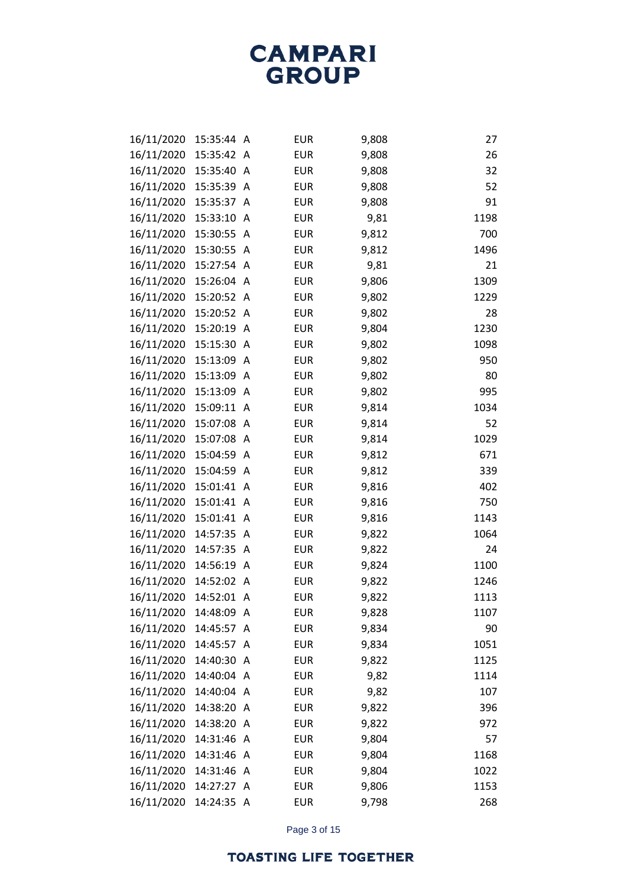| | | | | | |
|---|---|---|---|---|---|
| 16/11/2020 | 15:35:44 | A | EUR | 9,808 | 27 |
| 16/11/2020 | 15:35:42 | A | EUR | 9,808 | 26 |
| 16/11/2020 | 15:35:40 | A | EUR | 9,808 | 32 |
| 16/11/2020 | 15:35:39 | A | EUR | 9,808 | 52 |
| 16/11/2020 | 15:35:37 | A | EUR | 9,808 | 91 |
| 16/11/2020 | 15:33:10 | A | EUR | 9,81 | 1198 |
| 16/11/2020 | 15:30:55 | A | EUR | 9,812 | 700 |
| 16/11/2020 | 15:30:55 | A | EUR | 9,812 | 1496 |
| 16/11/2020 | 15:27:54 | A | EUR | 9,81 | 21 |
| 16/11/2020 | 15:26:04 | A | EUR | 9,806 | 1309 |
| 16/11/2020 | 15:20:52 | A | EUR | 9,802 | 1229 |
| 16/11/2020 | 15:20:52 | A | EUR | 9,802 | 28 |
| 16/11/2020 | 15:20:19 | A | EUR | 9,804 | 1230 |
| 16/11/2020 | 15:15:30 | A | EUR | 9,802 | 1098 |
| 16/11/2020 | 15:13:09 | A | EUR | 9,802 | 950 |
| 16/11/2020 | 15:13:09 | A | EUR | 9,802 | 80 |
| 16/11/2020 | 15:13:09 | A | EUR | 9,802 | 995 |
| 16/11/2020 | 15:09:11 | A | EUR | 9,814 | 1034 |
| 16/11/2020 | 15:07:08 | A | EUR | 9,814 | 52 |
| 16/11/2020 | 15:07:08 | A | EUR | 9,814 | 1029 |
| 16/11/2020 | 15:04:59 | A | EUR | 9,812 | 671 |
| 16/11/2020 | 15:04:59 | A | EUR | 9,812 | 339 |
| 16/11/2020 | 15:01:41 | A | EUR | 9,816 | 402 |
| 16/11/2020 | 15:01:41 | A | EUR | 9,816 | 750 |
| 16/11/2020 | 15:01:41 | A | EUR | 9,816 | 1143 |
| 16/11/2020 | 14:57:35 | A | EUR | 9,822 | 1064 |
| 16/11/2020 | 14:57:35 | A | EUR | 9,822 | 24 |
| 16/11/2020 | 14:56:19 | A | EUR | 9,824 | 1100 |
| 16/11/2020 | 14:52:02 | A | EUR | 9,822 | 1246 |
| 16/11/2020 | 14:52:01 | A | EUR | 9,822 | 1113 |
| 16/11/2020 | 14:48:09 | A | EUR | 9,828 | 1107 |
| 16/11/2020 | 14:45:57 | A | EUR | 9,834 | 90 |
| 16/11/2020 | 14:45:57 | A | EUR | 9,834 | 1051 |
| 16/11/2020 | 14:40:30 | A | EUR | 9,822 | 1125 |
| 16/11/2020 | 14:40:04 | A | EUR | 9,82 | 1114 |
| 16/11/2020 | 14:40:04 | A | EUR | 9,82 | 107 |
| 16/11/2020 | 14:38:20 | A | EUR | 9,822 | 396 |
| 16/11/2020 | 14:38:20 | A | EUR | 9,822 | 972 |
| 16/11/2020 | 14:31:46 | A | EUR | 9,804 | 57 |
| 16/11/2020 | 14:31:46 | A | EUR | 9,804 | 1168 |
| 16/11/2020 | 14:31:46 | A | EUR | 9,804 | 1022 |
| 16/11/2020 | 14:27:27 | A | EUR | 9,806 | 1153 |
| 16/11/2020 | 14:24:35 | A | EUR | 9,798 | 268 |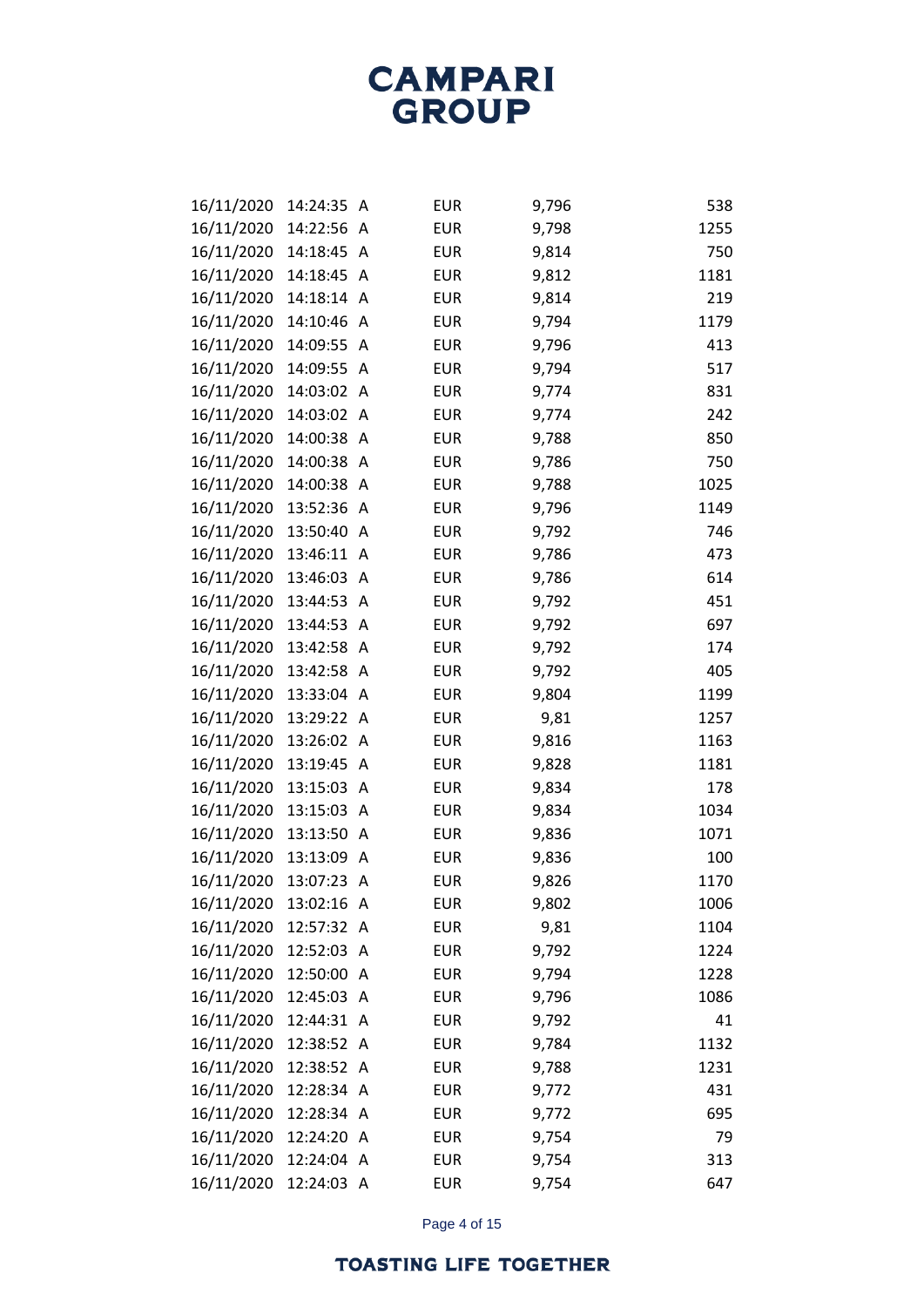| | | | | | |
|---|---|---|---|---|---|
| 16/11/2020 | 14:24:35 | A | EUR | 9,796 | 538 |
| 16/11/2020 | 14:22:56 | A | EUR | 9,798 | 1255 |
| 16/11/2020 | 14:18:45 | A | EUR | 9,814 | 750 |
| 16/11/2020 | 14:18:45 | A | EUR | 9,812 | 1181 |
| 16/11/2020 | 14:18:14 | A | EUR | 9,814 | 219 |
| 16/11/2020 | 14:10:46 | A | EUR | 9,794 | 1179 |
| 16/11/2020 | 14:09:55 | A | EUR | 9,796 | 413 |
| 16/11/2020 | 14:09:55 | A | EUR | 9,794 | 517 |
| 16/11/2020 | 14:03:02 | A | EUR | 9,774 | 831 |
| 16/11/2020 | 14:03:02 | A | EUR | 9,774 | 242 |
| 16/11/2020 | 14:00:38 | A | EUR | 9,788 | 850 |
| 16/11/2020 | 14:00:38 | A | EUR | 9,786 | 750 |
| 16/11/2020 | 14:00:38 | A | EUR | 9,788 | 1025 |
| 16/11/2020 | 13:52:36 | A | EUR | 9,796 | 1149 |
| 16/11/2020 | 13:50:40 | A | EUR | 9,792 | 746 |
| 16/11/2020 | 13:46:11 | A | EUR | 9,786 | 473 |
| 16/11/2020 | 13:46:03 | A | EUR | 9,786 | 614 |
| 16/11/2020 | 13:44:53 | A | EUR | 9,792 | 451 |
| 16/11/2020 | 13:44:53 | A | EUR | 9,792 | 697 |
| 16/11/2020 | 13:42:58 | A | EUR | 9,792 | 174 |
| 16/11/2020 | 13:42:58 | A | EUR | 9,792 | 405 |
| 16/11/2020 | 13:33:04 | A | EUR | 9,804 | 1199 |
| 16/11/2020 | 13:29:22 | A | EUR | 9,81 | 1257 |
| 16/11/2020 | 13:26:02 | A | EUR | 9,816 | 1163 |
| 16/11/2020 | 13:19:45 | A | EUR | 9,828 | 1181 |
| 16/11/2020 | 13:15:03 | A | EUR | 9,834 | 178 |
| 16/11/2020 | 13:15:03 | A | EUR | 9,834 | 1034 |
| 16/11/2020 | 13:13:50 | A | EUR | 9,836 | 1071 |
| 16/11/2020 | 13:13:09 | A | EUR | 9,836 | 100 |
| 16/11/2020 | 13:07:23 | A | EUR | 9,826 | 1170 |
| 16/11/2020 | 13:02:16 | A | EUR | 9,802 | 1006 |
| 16/11/2020 | 12:57:32 | A | EUR | 9,81 | 1104 |
| 16/11/2020 | 12:52:03 | A | EUR | 9,792 | 1224 |
| 16/11/2020 | 12:50:00 | A | EUR | 9,794 | 1228 |
| 16/11/2020 | 12:45:03 | A | EUR | 9,796 | 1086 |
| 16/11/2020 | 12:44:31 | A | EUR | 9,792 | 41 |
| 16/11/2020 | 12:38:52 | A | EUR | 9,784 | 1132 |
| 16/11/2020 | 12:38:52 | A | EUR | 9,788 | 1231 |
| 16/11/2020 | 12:28:34 | A | EUR | 9,772 | 431 |
| 16/11/2020 | 12:28:34 | A | EUR | 9,772 | 695 |
| 16/11/2020 | 12:24:20 | A | EUR | 9,754 | 79 |
| 16/11/2020 | 12:24:04 | A | EUR | 9,754 | 313 |
| 16/11/2020 | 12:24:03 | A | EUR | 9,754 | 647 |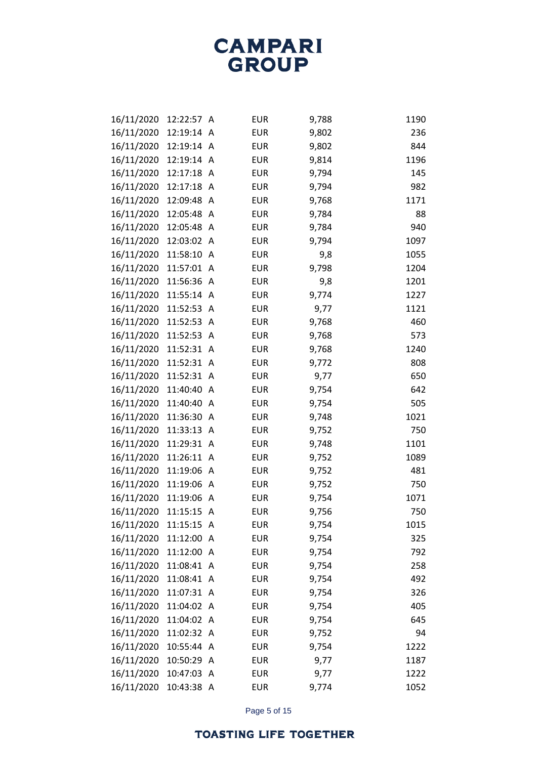| | | | | | |
|---|---|---|---|---|---|
| 16/11/2020 | 12:22:57 | A | EUR | 9,788 | 1190 |
| 16/11/2020 | 12:19:14 | A | EUR | 9,802 | 236 |
| 16/11/2020 | 12:19:14 | A | EUR | 9,802 | 844 |
| 16/11/2020 | 12:19:14 | A | EUR | 9,814 | 1196 |
| 16/11/2020 | 12:17:18 | A | EUR | 9,794 | 145 |
| 16/11/2020 | 12:17:18 | A | EUR | 9,794 | 982 |
| 16/11/2020 | 12:09:48 | A | EUR | 9,768 | 1171 |
| 16/11/2020 | 12:05:48 | A | EUR | 9,784 | 88 |
| 16/11/2020 | 12:05:48 | A | EUR | 9,784 | 940 |
| 16/11/2020 | 12:03:02 | A | EUR | 9,794 | 1097 |
| 16/11/2020 | 11:58:10 | A | EUR | 9,8 | 1055 |
| 16/11/2020 | 11:57:01 | A | EUR | 9,798 | 1204 |
| 16/11/2020 | 11:56:36 | A | EUR | 9,8 | 1201 |
| 16/11/2020 | 11:55:14 | A | EUR | 9,774 | 1227 |
| 16/11/2020 | 11:52:53 | A | EUR | 9,77 | 1121 |
| 16/11/2020 | 11:52:53 | A | EUR | 9,768 | 460 |
| 16/11/2020 | 11:52:53 | A | EUR | 9,768 | 573 |
| 16/11/2020 | 11:52:31 | A | EUR | 9,768 | 1240 |
| 16/11/2020 | 11:52:31 | A | EUR | 9,772 | 808 |
| 16/11/2020 | 11:52:31 | A | EUR | 9,77 | 650 |
| 16/11/2020 | 11:40:40 | A | EUR | 9,754 | 642 |
| 16/11/2020 | 11:40:40 | A | EUR | 9,754 | 505 |
| 16/11/2020 | 11:36:30 | A | EUR | 9,748 | 1021 |
| 16/11/2020 | 11:33:13 | A | EUR | 9,752 | 750 |
| 16/11/2020 | 11:29:31 | A | EUR | 9,748 | 1101 |
| 16/11/2020 | 11:26:11 | A | EUR | 9,752 | 1089 |
| 16/11/2020 | 11:19:06 | A | EUR | 9,752 | 481 |
| 16/11/2020 | 11:19:06 | A | EUR | 9,752 | 750 |
| 16/11/2020 | 11:19:06 | A | EUR | 9,754 | 1071 |
| 16/11/2020 | 11:15:15 | A | EUR | 9,756 | 750 |
| 16/11/2020 | 11:15:15 | A | EUR | 9,754 | 1015 |
| 16/11/2020 | 11:12:00 | A | EUR | 9,754 | 325 |
| 16/11/2020 | 11:12:00 | A | EUR | 9,754 | 792 |
| 16/11/2020 | 11:08:41 | A | EUR | 9,754 | 258 |
| 16/11/2020 | 11:08:41 | A | EUR | 9,754 | 492 |
| 16/11/2020 | 11:07:31 | A | EUR | 9,754 | 326 |
| 16/11/2020 | 11:04:02 | A | EUR | 9,754 | 405 |
| 16/11/2020 | 11:04:02 | A | EUR | 9,754 | 645 |
| 16/11/2020 | 11:02:32 | A | EUR | 9,752 | 94 |
| 16/11/2020 | 10:55:44 | A | EUR | 9,754 | 1222 |
| 16/11/2020 | 10:50:29 | A | EUR | 9,77 | 1187 |
| 16/11/2020 | 10:47:03 | A | EUR | 9,77 | 1222 |
| 16/11/2020 | 10:43:38 | A | EUR | 9,774 | 1052 |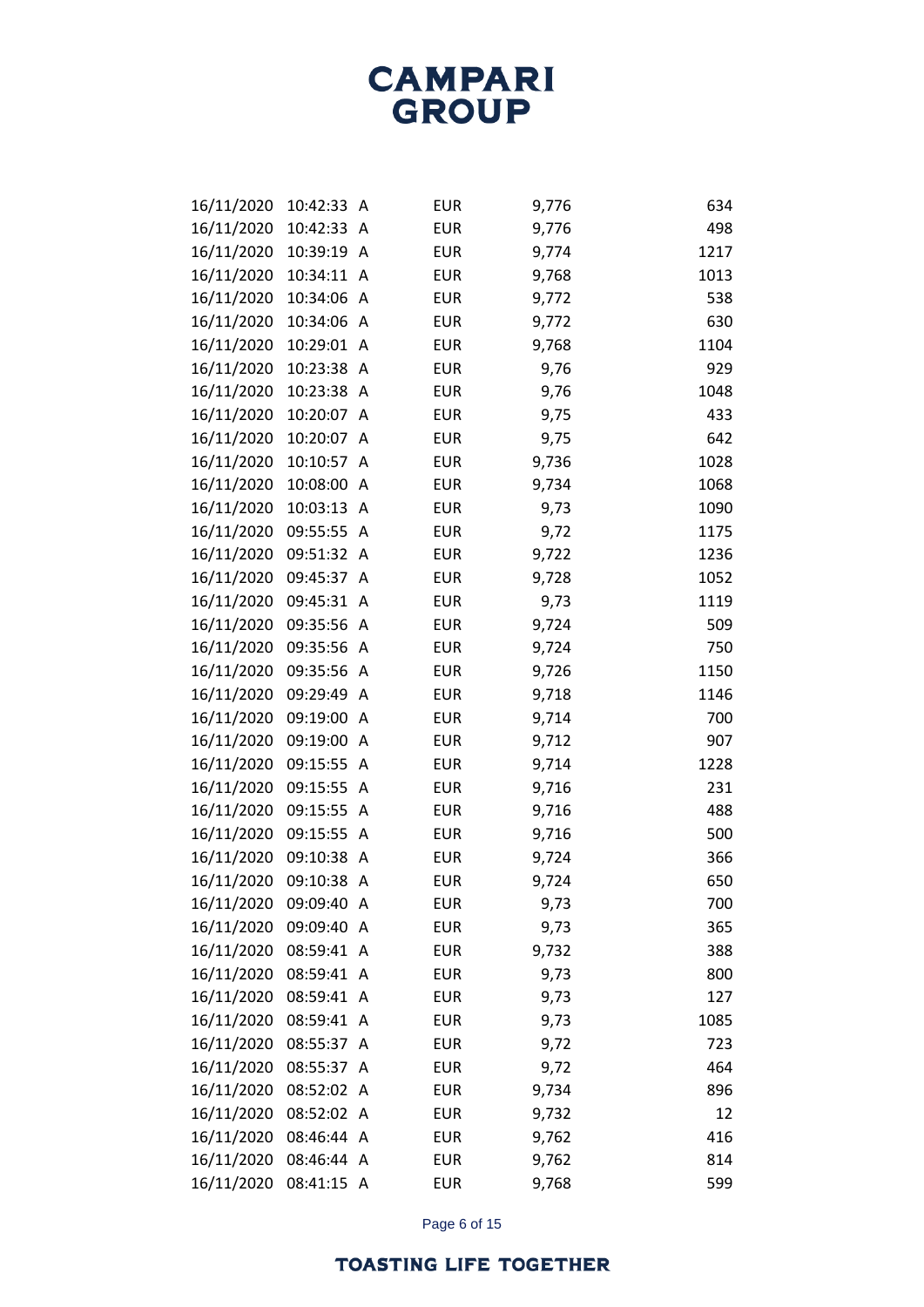| | | | | | |
|---|---|---|---|---|---|
| 16/11/2020 | 10:42:33 | A | EUR | 9,776 | 634 |
| 16/11/2020 | 10:42:33 | A | EUR | 9,776 | 498 |
| 16/11/2020 | 10:39:19 | A | EUR | 9,774 | 1217 |
| 16/11/2020 | 10:34:11 | A | EUR | 9,768 | 1013 |
| 16/11/2020 | 10:34:06 | A | EUR | 9,772 | 538 |
| 16/11/2020 | 10:34:06 | A | EUR | 9,772 | 630 |
| 16/11/2020 | 10:29:01 | A | EUR | 9,768 | 1104 |
| 16/11/2020 | 10:23:38 | A | EUR | 9,76 | 929 |
| 16/11/2020 | 10:23:38 | A | EUR | 9,76 | 1048 |
| 16/11/2020 | 10:20:07 | A | EUR | 9,75 | 433 |
| 16/11/2020 | 10:20:07 | A | EUR | 9,75 | 642 |
| 16/11/2020 | 10:10:57 | A | EUR | 9,736 | 1028 |
| 16/11/2020 | 10:08:00 | A | EUR | 9,734 | 1068 |
| 16/11/2020 | 10:03:13 | A | EUR | 9,73 | 1090 |
| 16/11/2020 | 09:55:55 | A | EUR | 9,72 | 1175 |
| 16/11/2020 | 09:51:32 | A | EUR | 9,722 | 1236 |
| 16/11/2020 | 09:45:37 | A | EUR | 9,728 | 1052 |
| 16/11/2020 | 09:45:31 | A | EUR | 9,73 | 1119 |
| 16/11/2020 | 09:35:56 | A | EUR | 9,724 | 509 |
| 16/11/2020 | 09:35:56 | A | EUR | 9,724 | 750 |
| 16/11/2020 | 09:35:56 | A | EUR | 9,726 | 1150 |
| 16/11/2020 | 09:29:49 | A | EUR | 9,718 | 1146 |
| 16/11/2020 | 09:19:00 | A | EUR | 9,714 | 700 |
| 16/11/2020 | 09:19:00 | A | EUR | 9,712 | 907 |
| 16/11/2020 | 09:15:55 | A | EUR | 9,714 | 1228 |
| 16/11/2020 | 09:15:55 | A | EUR | 9,716 | 231 |
| 16/11/2020 | 09:15:55 | A | EUR | 9,716 | 488 |
| 16/11/2020 | 09:15:55 | A | EUR | 9,716 | 500 |
| 16/11/2020 | 09:10:38 | A | EUR | 9,724 | 366 |
| 16/11/2020 | 09:10:38 | A | EUR | 9,724 | 650 |
| 16/11/2020 | 09:09:40 | A | EUR | 9,73 | 700 |
| 16/11/2020 | 09:09:40 | A | EUR | 9,73 | 365 |
| 16/11/2020 | 08:59:41 | A | EUR | 9,732 | 388 |
| 16/11/2020 | 08:59:41 | A | EUR | 9,73 | 800 |
| 16/11/2020 | 08:59:41 | A | EUR | 9,73 | 127 |
| 16/11/2020 | 08:59:41 | A | EUR | 9,73 | 1085 |
| 16/11/2020 | 08:55:37 | A | EUR | 9,72 | 723 |
| 16/11/2020 | 08:55:37 | A | EUR | 9,72 | 464 |
| 16/11/2020 | 08:52:02 | A | EUR | 9,734 | 896 |
| 16/11/2020 | 08:52:02 | A | EUR | 9,732 | 12 |
| 16/11/2020 | 08:46:44 | A | EUR | 9,762 | 416 |
| 16/11/2020 | 08:46:44 | A | EUR | 9,762 | 814 |
| 16/11/2020 | 08:41:15 | A | EUR | 9,768 | 599 |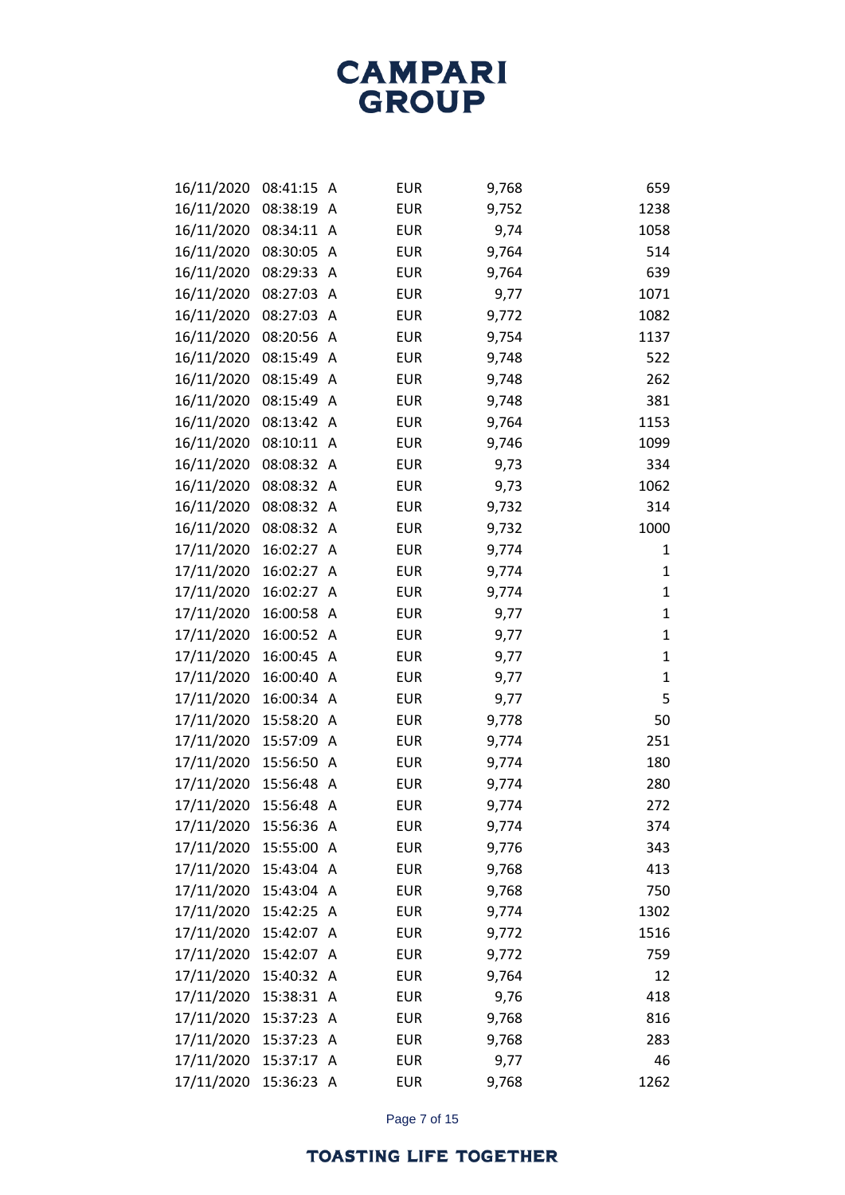| | | | | | |
|---|---|---|---|---|---|
| 16/11/2020 | 08:41:15 | A | EUR | 9,768 | 659 |
| 16/11/2020 | 08:38:19 | A | EUR | 9,752 | 1238 |
| 16/11/2020 | 08:34:11 | A | EUR | 9,74 | 1058 |
| 16/11/2020 | 08:30:05 | A | EUR | 9,764 | 514 |
| 16/11/2020 | 08:29:33 | A | EUR | 9,764 | 639 |
| 16/11/2020 | 08:27:03 | A | EUR | 9,77 | 1071 |
| 16/11/2020 | 08:27:03 | A | EUR | 9,772 | 1082 |
| 16/11/2020 | 08:20:56 | A | EUR | 9,754 | 1137 |
| 16/11/2020 | 08:15:49 | A | EUR | 9,748 | 522 |
| 16/11/2020 | 08:15:49 | A | EUR | 9,748 | 262 |
| 16/11/2020 | 08:15:49 | A | EUR | 9,748 | 381 |
| 16/11/2020 | 08:13:42 | A | EUR | 9,764 | 1153 |
| 16/11/2020 | 08:10:11 | A | EUR | 9,746 | 1099 |
| 16/11/2020 | 08:08:32 | A | EUR | 9,73 | 334 |
| 16/11/2020 | 08:08:32 | A | EUR | 9,73 | 1062 |
| 16/11/2020 | 08:08:32 | A | EUR | 9,732 | 314 |
| 16/11/2020 | 08:08:32 | A | EUR | 9,732 | 1000 |
| 17/11/2020 | 16:02:27 | A | EUR | 9,774 | 1 |
| 17/11/2020 | 16:02:27 | A | EUR | 9,774 | 1 |
| 17/11/2020 | 16:02:27 | A | EUR | 9,774 | 1 |
| 17/11/2020 | 16:00:58 | A | EUR | 9,77 | 1 |
| 17/11/2020 | 16:00:52 | A | EUR | 9,77 | 1 |
| 17/11/2020 | 16:00:45 | A | EUR | 9,77 | 1 |
| 17/11/2020 | 16:00:40 | A | EUR | 9,77 | 1 |
| 17/11/2020 | 16:00:34 | A | EUR | 9,77 | 5 |
| 17/11/2020 | 15:58:20 | A | EUR | 9,778 | 50 |
| 17/11/2020 | 15:57:09 | A | EUR | 9,774 | 251 |
| 17/11/2020 | 15:56:50 | A | EUR | 9,774 | 180 |
| 17/11/2020 | 15:56:48 | A | EUR | 9,774 | 280 |
| 17/11/2020 | 15:56:48 | A | EUR | 9,774 | 272 |
| 17/11/2020 | 15:56:36 | A | EUR | 9,774 | 374 |
| 17/11/2020 | 15:55:00 | A | EUR | 9,776 | 343 |
| 17/11/2020 | 15:43:04 | A | EUR | 9,768 | 413 |
| 17/11/2020 | 15:43:04 | A | EUR | 9,768 | 750 |
| 17/11/2020 | 15:42:25 | A | EUR | 9,774 | 1302 |
| 17/11/2020 | 15:42:07 | A | EUR | 9,772 | 1516 |
| 17/11/2020 | 15:42:07 | A | EUR | 9,772 | 759 |
| 17/11/2020 | 15:40:32 | A | EUR | 9,764 | 12 |
| 17/11/2020 | 15:38:31 | A | EUR | 9,76 | 418 |
| 17/11/2020 | 15:37:23 | A | EUR | 9,768 | 816 |
| 17/11/2020 | 15:37:23 | A | EUR | 9,768 | 283 |
| 17/11/2020 | 15:37:17 | A | EUR | 9,77 | 46 |
| 17/11/2020 | 15:36:23 | A | EUR | 9,768 | 1262 |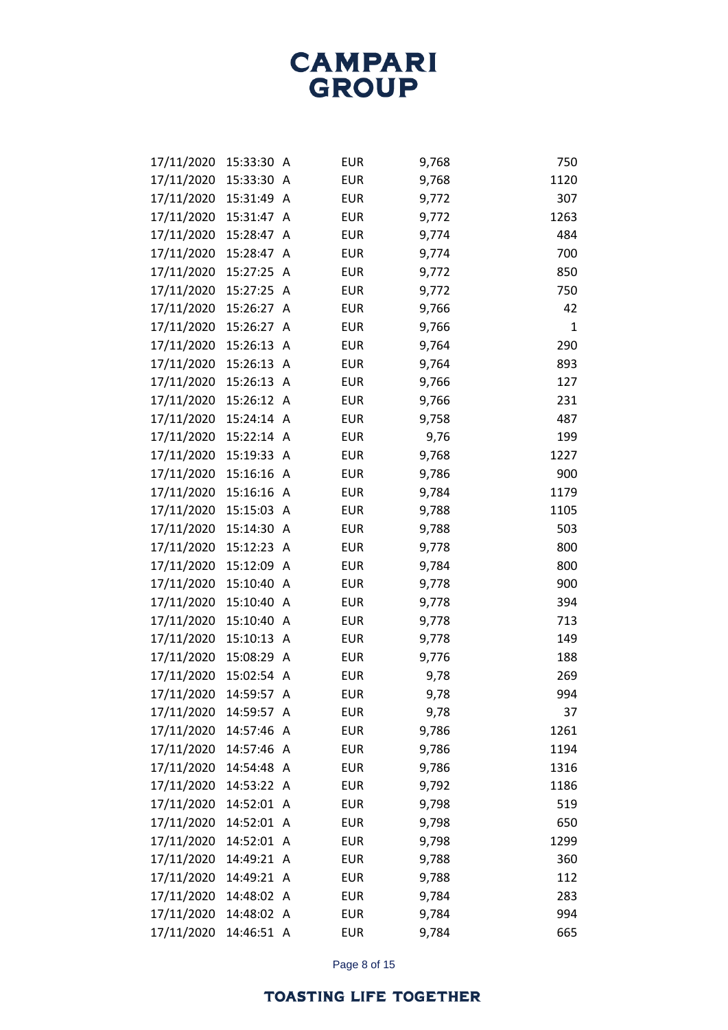| | | | | | |
|---|---|---|---|---|---|
| 17/11/2020 | 15:33:30 | A | EUR | 9,768 | 750 |
| 17/11/2020 | 15:33:30 | A | EUR | 9,768 | 1120 |
| 17/11/2020 | 15:31:49 | A | EUR | 9,772 | 307 |
| 17/11/2020 | 15:31:47 | A | EUR | 9,772 | 1263 |
| 17/11/2020 | 15:28:47 | A | EUR | 9,774 | 484 |
| 17/11/2020 | 15:28:47 | A | EUR | 9,774 | 700 |
| 17/11/2020 | 15:27:25 | A | EUR | 9,772 | 850 |
| 17/11/2020 | 15:27:25 | A | EUR | 9,772 | 750 |
| 17/11/2020 | 15:26:27 | A | EUR | 9,766 | 42 |
| 17/11/2020 | 15:26:27 | A | EUR | 9,766 | 1 |
| 17/11/2020 | 15:26:13 | A | EUR | 9,764 | 290 |
| 17/11/2020 | 15:26:13 | A | EUR | 9,764 | 893 |
| 17/11/2020 | 15:26:13 | A | EUR | 9,766 | 127 |
| 17/11/2020 | 15:26:12 | A | EUR | 9,766 | 231 |
| 17/11/2020 | 15:24:14 | A | EUR | 9,758 | 487 |
| 17/11/2020 | 15:22:14 | A | EUR | 9,76 | 199 |
| 17/11/2020 | 15:19:33 | A | EUR | 9,768 | 1227 |
| 17/11/2020 | 15:16:16 | A | EUR | 9,786 | 900 |
| 17/11/2020 | 15:16:16 | A | EUR | 9,784 | 1179 |
| 17/11/2020 | 15:15:03 | A | EUR | 9,788 | 1105 |
| 17/11/2020 | 15:14:30 | A | EUR | 9,788 | 503 |
| 17/11/2020 | 15:12:23 | A | EUR | 9,778 | 800 |
| 17/11/2020 | 15:12:09 | A | EUR | 9,784 | 800 |
| 17/11/2020 | 15:10:40 | A | EUR | 9,778 | 900 |
| 17/11/2020 | 15:10:40 | A | EUR | 9,778 | 394 |
| 17/11/2020 | 15:10:40 | A | EUR | 9,778 | 713 |
| 17/11/2020 | 15:10:13 | A | EUR | 9,778 | 149 |
| 17/11/2020 | 15:08:29 | A | EUR | 9,776 | 188 |
| 17/11/2020 | 15:02:54 | A | EUR | 9,78 | 269 |
| 17/11/2020 | 14:59:57 | A | EUR | 9,78 | 994 |
| 17/11/2020 | 14:59:57 | A | EUR | 9,78 | 37 |
| 17/11/2020 | 14:57:46 | A | EUR | 9,786 | 1261 |
| 17/11/2020 | 14:57:46 | A | EUR | 9,786 | 1194 |
| 17/11/2020 | 14:54:48 | A | EUR | 9,786 | 1316 |
| 17/11/2020 | 14:53:22 | A | EUR | 9,792 | 1186 |
| 17/11/2020 | 14:52:01 | A | EUR | 9,798 | 519 |
| 17/11/2020 | 14:52:01 | A | EUR | 9,798 | 650 |
| 17/11/2020 | 14:52:01 | A | EUR | 9,798 | 1299 |
| 17/11/2020 | 14:49:21 | A | EUR | 9,788 | 360 |
| 17/11/2020 | 14:49:21 | A | EUR | 9,788 | 112 |
| 17/11/2020 | 14:48:02 | A | EUR | 9,784 | 283 |
| 17/11/2020 | 14:48:02 | A | EUR | 9,784 | 994 |
| 17/11/2020 | 14:46:51 | A | EUR | 9,784 | 665 |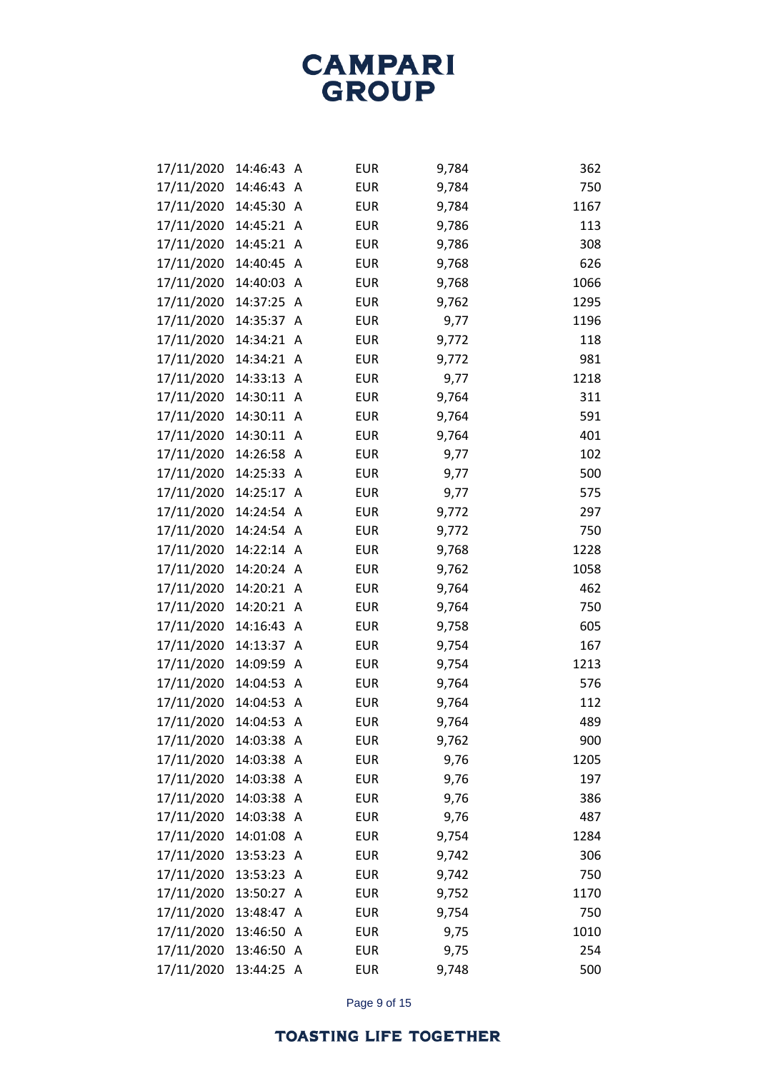| | | | | | |
|---|---|---|---|---|---|
| 17/11/2020 | 14:46:43 | A | EUR | 9,784 | 362 |
| 17/11/2020 | 14:46:43 | A | EUR | 9,784 | 750 |
| 17/11/2020 | 14:45:30 | A | EUR | 9,784 | 1167 |
| 17/11/2020 | 14:45:21 | A | EUR | 9,786 | 113 |
| 17/11/2020 | 14:45:21 | A | EUR | 9,786 | 308 |
| 17/11/2020 | 14:40:45 | A | EUR | 9,768 | 626 |
| 17/11/2020 | 14:40:03 | A | EUR | 9,768 | 1066 |
| 17/11/2020 | 14:37:25 | A | EUR | 9,762 | 1295 |
| 17/11/2020 | 14:35:37 | A | EUR | 9,77 | 1196 |
| 17/11/2020 | 14:34:21 | A | EUR | 9,772 | 118 |
| 17/11/2020 | 14:34:21 | A | EUR | 9,772 | 981 |
| 17/11/2020 | 14:33:13 | A | EUR | 9,77 | 1218 |
| 17/11/2020 | 14:30:11 | A | EUR | 9,764 | 311 |
| 17/11/2020 | 14:30:11 | A | EUR | 9,764 | 591 |
| 17/11/2020 | 14:30:11 | A | EUR | 9,764 | 401 |
| 17/11/2020 | 14:26:58 | A | EUR | 9,77 | 102 |
| 17/11/2020 | 14:25:33 | A | EUR | 9,77 | 500 |
| 17/11/2020 | 14:25:17 | A | EUR | 9,77 | 575 |
| 17/11/2020 | 14:24:54 | A | EUR | 9,772 | 297 |
| 17/11/2020 | 14:24:54 | A | EUR | 9,772 | 750 |
| 17/11/2020 | 14:22:14 | A | EUR | 9,768 | 1228 |
| 17/11/2020 | 14:20:24 | A | EUR | 9,762 | 1058 |
| 17/11/2020 | 14:20:21 | A | EUR | 9,764 | 462 |
| 17/11/2020 | 14:20:21 | A | EUR | 9,764 | 750 |
| 17/11/2020 | 14:16:43 | A | EUR | 9,758 | 605 |
| 17/11/2020 | 14:13:37 | A | EUR | 9,754 | 167 |
| 17/11/2020 | 14:09:59 | A | EUR | 9,754 | 1213 |
| 17/11/2020 | 14:04:53 | A | EUR | 9,764 | 576 |
| 17/11/2020 | 14:04:53 | A | EUR | 9,764 | 112 |
| 17/11/2020 | 14:04:53 | A | EUR | 9,764 | 489 |
| 17/11/2020 | 14:03:38 | A | EUR | 9,762 | 900 |
| 17/11/2020 | 14:03:38 | A | EUR | 9,76 | 1205 |
| 17/11/2020 | 14:03:38 | A | EUR | 9,76 | 197 |
| 17/11/2020 | 14:03:38 | A | EUR | 9,76 | 386 |
| 17/11/2020 | 14:03:38 | A | EUR | 9,76 | 487 |
| 17/11/2020 | 14:01:08 | A | EUR | 9,754 | 1284 |
| 17/11/2020 | 13:53:23 | A | EUR | 9,742 | 306 |
| 17/11/2020 | 13:53:23 | A | EUR | 9,742 | 750 |
| 17/11/2020 | 13:50:27 | A | EUR | 9,752 | 1170 |
| 17/11/2020 | 13:48:47 | A | EUR | 9,754 | 750 |
| 17/11/2020 | 13:46:50 | A | EUR | 9,75 | 1010 |
| 17/11/2020 | 13:46:50 | A | EUR | 9,75 | 254 |
| 17/11/2020 | 13:44:25 | A | EUR | 9,748 | 500 |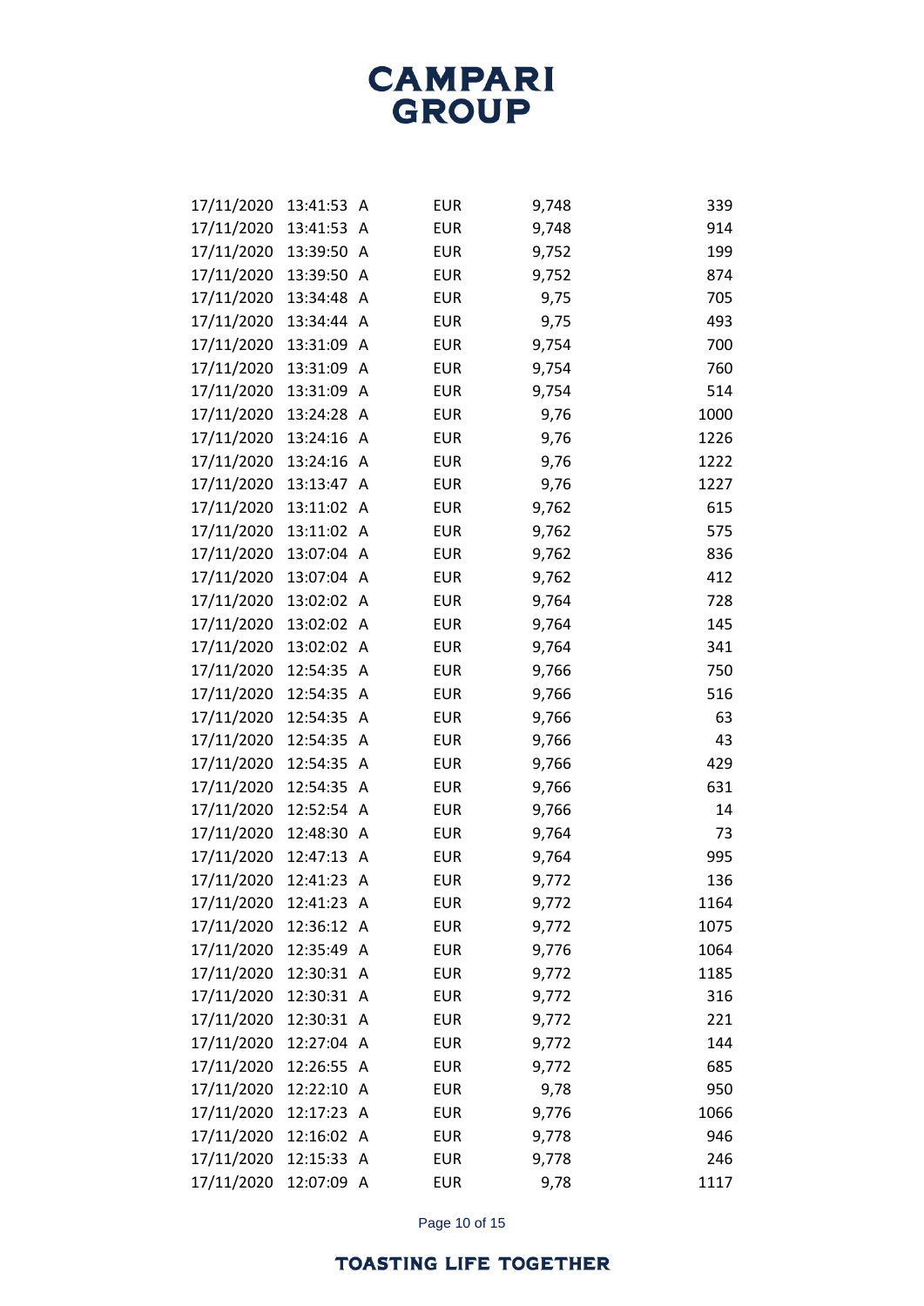| | | | | | |
|---|---|---|---|---|---|
| 17/11/2020 | 13:41:53 | A | EUR | 9,748 | 339 |
| 17/11/2020 | 13:41:53 | A | EUR | 9,748 | 914 |
| 17/11/2020 | 13:39:50 | A | EUR | 9,752 | 199 |
| 17/11/2020 | 13:39:50 | A | EUR | 9,752 | 874 |
| 17/11/2020 | 13:34:48 | A | EUR | 9,75 | 705 |
| 17/11/2020 | 13:34:44 | A | EUR | 9,75 | 493 |
| 17/11/2020 | 13:31:09 | A | EUR | 9,754 | 700 |
| 17/11/2020 | 13:31:09 | A | EUR | 9,754 | 760 |
| 17/11/2020 | 13:31:09 | A | EUR | 9,754 | 514 |
| 17/11/2020 | 13:24:28 | A | EUR | 9,76 | 1000 |
| 17/11/2020 | 13:24:16 | A | EUR | 9,76 | 1226 |
| 17/11/2020 | 13:24:16 | A | EUR | 9,76 | 1222 |
| 17/11/2020 | 13:13:47 | A | EUR | 9,76 | 1227 |
| 17/11/2020 | 13:11:02 | A | EUR | 9,762 | 615 |
| 17/11/2020 | 13:11:02 | A | EUR | 9,762 | 575 |
| 17/11/2020 | 13:07:04 | A | EUR | 9,762 | 836 |
| 17/11/2020 | 13:07:04 | A | EUR | 9,762 | 412 |
| 17/11/2020 | 13:02:02 | A | EUR | 9,764 | 728 |
| 17/11/2020 | 13:02:02 | A | EUR | 9,764 | 145 |
| 17/11/2020 | 13:02:02 | A | EUR | 9,764 | 341 |
| 17/11/2020 | 12:54:35 | A | EUR | 9,766 | 750 |
| 17/11/2020 | 12:54:35 | A | EUR | 9,766 | 516 |
| 17/11/2020 | 12:54:35 | A | EUR | 9,766 | 63 |
| 17/11/2020 | 12:54:35 | A | EUR | 9,766 | 43 |
| 17/11/2020 | 12:54:35 | A | EUR | 9,766 | 429 |
| 17/11/2020 | 12:54:35 | A | EUR | 9,766 | 631 |
| 17/11/2020 | 12:52:54 | A | EUR | 9,766 | 14 |
| 17/11/2020 | 12:48:30 | A | EUR | 9,764 | 73 |
| 17/11/2020 | 12:47:13 | A | EUR | 9,764 | 995 |
| 17/11/2020 | 12:41:23 | A | EUR | 9,772 | 136 |
| 17/11/2020 | 12:41:23 | A | EUR | 9,772 | 1164 |
| 17/11/2020 | 12:36:12 | A | EUR | 9,772 | 1075 |
| 17/11/2020 | 12:35:49 | A | EUR | 9,776 | 1064 |
| 17/11/2020 | 12:30:31 | A | EUR | 9,772 | 1185 |
| 17/11/2020 | 12:30:31 | A | EUR | 9,772 | 316 |
| 17/11/2020 | 12:30:31 | A | EUR | 9,772 | 221 |
| 17/11/2020 | 12:27:04 | A | EUR | 9,772 | 144 |
| 17/11/2020 | 12:26:55 | A | EUR | 9,772 | 685 |
| 17/11/2020 | 12:22:10 | A | EUR | 9,78 | 950 |
| 17/11/2020 | 12:17:23 | A | EUR | 9,776 | 1066 |
| 17/11/2020 | 12:16:02 | A | EUR | 9,778 | 946 |
| 17/11/2020 | 12:15:33 | A | EUR | 9,778 | 246 |
| 17/11/2020 | 12:07:09 | A | EUR | 9,78 | 1117 |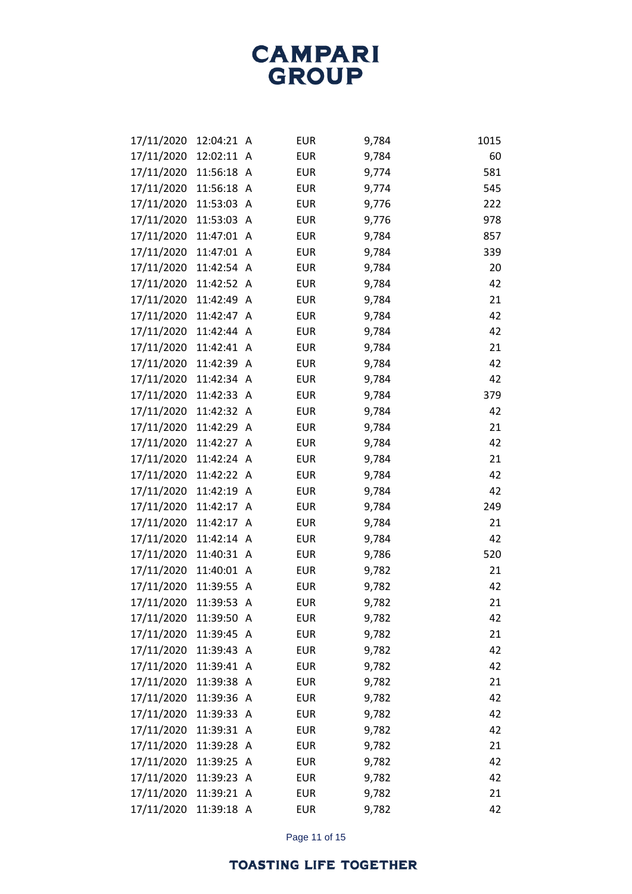| | | | | | |
|---|---|---|---|---|---|
| 17/11/2020 | 12:04:21 | A | EUR | 9,784 | 1015 |
| 17/11/2020 | 12:02:11 | A | EUR | 9,784 | 60 |
| 17/11/2020 | 11:56:18 | A | EUR | 9,774 | 581 |
| 17/11/2020 | 11:56:18 | A | EUR | 9,774 | 545 |
| 17/11/2020 | 11:53:03 | A | EUR | 9,776 | 222 |
| 17/11/2020 | 11:53:03 | A | EUR | 9,776 | 978 |
| 17/11/2020 | 11:47:01 | A | EUR | 9,784 | 857 |
| 17/11/2020 | 11:47:01 | A | EUR | 9,784 | 339 |
| 17/11/2020 | 11:42:54 | A | EUR | 9,784 | 20 |
| 17/11/2020 | 11:42:52 | A | EUR | 9,784 | 42 |
| 17/11/2020 | 11:42:49 | A | EUR | 9,784 | 21 |
| 17/11/2020 | 11:42:47 | A | EUR | 9,784 | 42 |
| 17/11/2020 | 11:42:44 | A | EUR | 9,784 | 42 |
| 17/11/2020 | 11:42:41 | A | EUR | 9,784 | 21 |
| 17/11/2020 | 11:42:39 | A | EUR | 9,784 | 42 |
| 17/11/2020 | 11:42:34 | A | EUR | 9,784 | 42 |
| 17/11/2020 | 11:42:33 | A | EUR | 9,784 | 379 |
| 17/11/2020 | 11:42:32 | A | EUR | 9,784 | 42 |
| 17/11/2020 | 11:42:29 | A | EUR | 9,784 | 21 |
| 17/11/2020 | 11:42:27 | A | EUR | 9,784 | 42 |
| 17/11/2020 | 11:42:24 | A | EUR | 9,784 | 21 |
| 17/11/2020 | 11:42:22 | A | EUR | 9,784 | 42 |
| 17/11/2020 | 11:42:19 | A | EUR | 9,784 | 42 |
| 17/11/2020 | 11:42:17 | A | EUR | 9,784 | 249 |
| 17/11/2020 | 11:42:17 | A | EUR | 9,784 | 21 |
| 17/11/2020 | 11:42:14 | A | EUR | 9,784 | 42 |
| 17/11/2020 | 11:40:31 | A | EUR | 9,786 | 520 |
| 17/11/2020 | 11:40:01 | A | EUR | 9,782 | 21 |
| 17/11/2020 | 11:39:55 | A | EUR | 9,782 | 42 |
| 17/11/2020 | 11:39:53 | A | EUR | 9,782 | 21 |
| 17/11/2020 | 11:39:50 | A | EUR | 9,782 | 42 |
| 17/11/2020 | 11:39:45 | A | EUR | 9,782 | 21 |
| 17/11/2020 | 11:39:43 | A | EUR | 9,782 | 42 |
| 17/11/2020 | 11:39:41 | A | EUR | 9,782 | 42 |
| 17/11/2020 | 11:39:38 | A | EUR | 9,782 | 21 |
| 17/11/2020 | 11:39:36 | A | EUR | 9,782 | 42 |
| 17/11/2020 | 11:39:33 | A | EUR | 9,782 | 42 |
| 17/11/2020 | 11:39:31 | A | EUR | 9,782 | 42 |
| 17/11/2020 | 11:39:28 | A | EUR | 9,782 | 21 |
| 17/11/2020 | 11:39:25 | A | EUR | 9,782 | 42 |
| 17/11/2020 | 11:39:23 | A | EUR | 9,782 | 42 |
| 17/11/2020 | 11:39:21 | A | EUR | 9,782 | 21 |
| 17/11/2020 | 11:39:18 | A | EUR | 9,782 | 42 |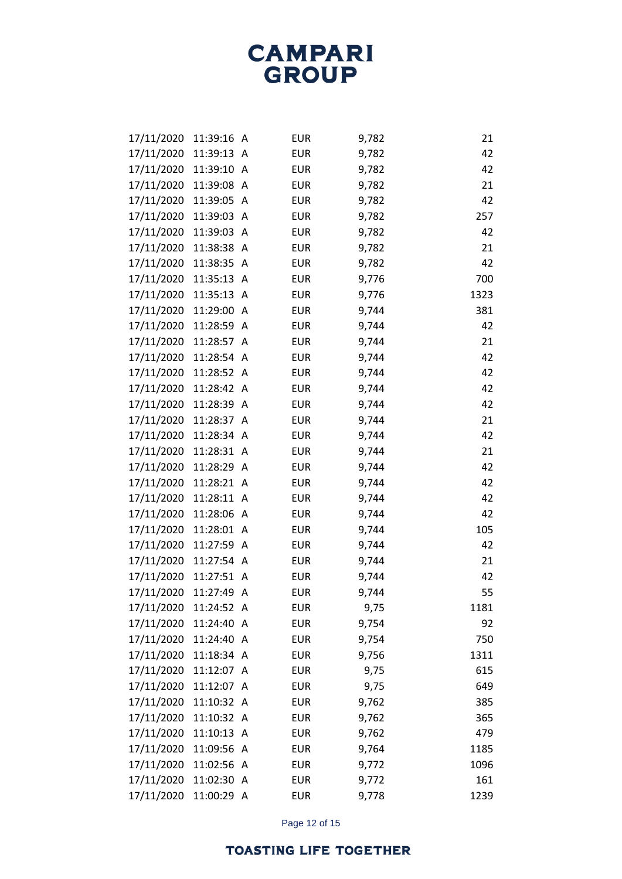| | | | | | |
|---|---|---|---|---|---|
| 17/11/2020 | 11:39:16 | A | EUR | 9,782 | 21 |
| 17/11/2020 | 11:39:13 | A | EUR | 9,782 | 42 |
| 17/11/2020 | 11:39:10 | A | EUR | 9,782 | 42 |
| 17/11/2020 | 11:39:08 | A | EUR | 9,782 | 21 |
| 17/11/2020 | 11:39:05 | A | EUR | 9,782 | 42 |
| 17/11/2020 | 11:39:03 | A | EUR | 9,782 | 257 |
| 17/11/2020 | 11:39:03 | A | EUR | 9,782 | 42 |
| 17/11/2020 | 11:38:38 | A | EUR | 9,782 | 21 |
| 17/11/2020 | 11:38:35 | A | EUR | 9,782 | 42 |
| 17/11/2020 | 11:35:13 | A | EUR | 9,776 | 700 |
| 17/11/2020 | 11:35:13 | A | EUR | 9,776 | 1323 |
| 17/11/2020 | 11:29:00 | A | EUR | 9,744 | 381 |
| 17/11/2020 | 11:28:59 | A | EUR | 9,744 | 42 |
| 17/11/2020 | 11:28:57 | A | EUR | 9,744 | 21 |
| 17/11/2020 | 11:28:54 | A | EUR | 9,744 | 42 |
| 17/11/2020 | 11:28:52 | A | EUR | 9,744 | 42 |
| 17/11/2020 | 11:28:42 | A | EUR | 9,744 | 42 |
| 17/11/2020 | 11:28:39 | A | EUR | 9,744 | 42 |
| 17/11/2020 | 11:28:37 | A | EUR | 9,744 | 21 |
| 17/11/2020 | 11:28:34 | A | EUR | 9,744 | 42 |
| 17/11/2020 | 11:28:31 | A | EUR | 9,744 | 21 |
| 17/11/2020 | 11:28:29 | A | EUR | 9,744 | 42 |
| 17/11/2020 | 11:28:21 | A | EUR | 9,744 | 42 |
| 17/11/2020 | 11:28:11 | A | EUR | 9,744 | 42 |
| 17/11/2020 | 11:28:06 | A | EUR | 9,744 | 42 |
| 17/11/2020 | 11:28:01 | A | EUR | 9,744 | 105 |
| 17/11/2020 | 11:27:59 | A | EUR | 9,744 | 42 |
| 17/11/2020 | 11:27:54 | A | EUR | 9,744 | 21 |
| 17/11/2020 | 11:27:51 | A | EUR | 9,744 | 42 |
| 17/11/2020 | 11:27:49 | A | EUR | 9,744 | 55 |
| 17/11/2020 | 11:24:52 | A | EUR | 9,75 | 1181 |
| 17/11/2020 | 11:24:40 | A | EUR | 9,754 | 92 |
| 17/11/2020 | 11:24:40 | A | EUR | 9,754 | 750 |
| 17/11/2020 | 11:18:34 | A | EUR | 9,756 | 1311 |
| 17/11/2020 | 11:12:07 | A | EUR | 9,75 | 615 |
| 17/11/2020 | 11:12:07 | A | EUR | 9,75 | 649 |
| 17/11/2020 | 11:10:32 | A | EUR | 9,762 | 385 |
| 17/11/2020 | 11:10:32 | A | EUR | 9,762 | 365 |
| 17/11/2020 | 11:10:13 | A | EUR | 9,762 | 479 |
| 17/11/2020 | 11:09:56 | A | EUR | 9,764 | 1185 |
| 17/11/2020 | 11:02:56 | A | EUR | 9,772 | 1096 |
| 17/11/2020 | 11:02:30 | A | EUR | 9,772 | 161 |
| 17/11/2020 | 11:00:29 | A | EUR | 9,778 | 1239 |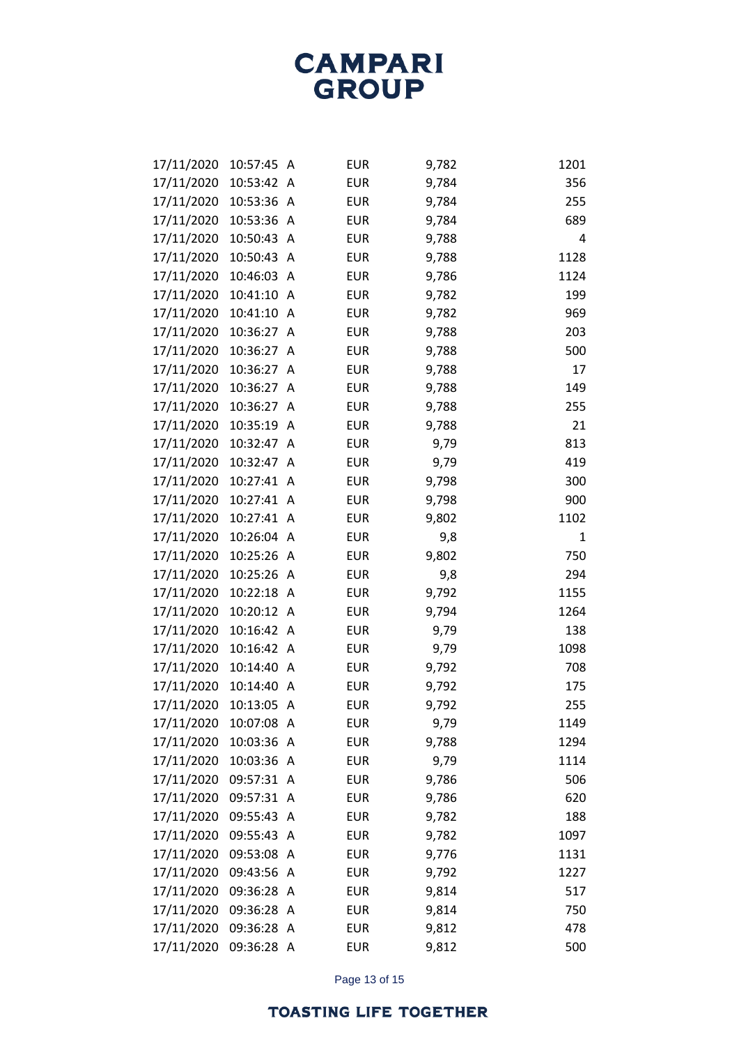| | | | | | |
|---|---|---|---|---|---|
| 17/11/2020 | 10:57:45 | A | EUR | 9,782 | 1201 |
| 17/11/2020 | 10:53:42 | A | EUR | 9,784 | 356 |
| 17/11/2020 | 10:53:36 | A | EUR | 9,784 | 255 |
| 17/11/2020 | 10:53:36 | A | EUR | 9,784 | 689 |
| 17/11/2020 | 10:50:43 | A | EUR | 9,788 | 4 |
| 17/11/2020 | 10:50:43 | A | EUR | 9,788 | 1128 |
| 17/11/2020 | 10:46:03 | A | EUR | 9,786 | 1124 |
| 17/11/2020 | 10:41:10 | A | EUR | 9,782 | 199 |
| 17/11/2020 | 10:41:10 | A | EUR | 9,782 | 969 |
| 17/11/2020 | 10:36:27 | A | EUR | 9,788 | 203 |
| 17/11/2020 | 10:36:27 | A | EUR | 9,788 | 500 |
| 17/11/2020 | 10:36:27 | A | EUR | 9,788 | 17 |
| 17/11/2020 | 10:36:27 | A | EUR | 9,788 | 149 |
| 17/11/2020 | 10:36:27 | A | EUR | 9,788 | 255 |
| 17/11/2020 | 10:35:19 | A | EUR | 9,788 | 21 |
| 17/11/2020 | 10:32:47 | A | EUR | 9,79 | 813 |
| 17/11/2020 | 10:32:47 | A | EUR | 9,79 | 419 |
| 17/11/2020 | 10:27:41 | A | EUR | 9,798 | 300 |
| 17/11/2020 | 10:27:41 | A | EUR | 9,798 | 900 |
| 17/11/2020 | 10:27:41 | A | EUR | 9,802 | 1102 |
| 17/11/2020 | 10:26:04 | A | EUR | 9,8 | 1 |
| 17/11/2020 | 10:25:26 | A | EUR | 9,802 | 750 |
| 17/11/2020 | 10:25:26 | A | EUR | 9,8 | 294 |
| 17/11/2020 | 10:22:18 | A | EUR | 9,792 | 1155 |
| 17/11/2020 | 10:20:12 | A | EUR | 9,794 | 1264 |
| 17/11/2020 | 10:16:42 | A | EUR | 9,79 | 138 |
| 17/11/2020 | 10:16:42 | A | EUR | 9,79 | 1098 |
| 17/11/2020 | 10:14:40 | A | EUR | 9,792 | 708 |
| 17/11/2020 | 10:14:40 | A | EUR | 9,792 | 175 |
| 17/11/2020 | 10:13:05 | A | EUR | 9,792 | 255 |
| 17/11/2020 | 10:07:08 | A | EUR | 9,79 | 1149 |
| 17/11/2020 | 10:03:36 | A | EUR | 9,788 | 1294 |
| 17/11/2020 | 10:03:36 | A | EUR | 9,79 | 1114 |
| 17/11/2020 | 09:57:31 | A | EUR | 9,786 | 506 |
| 17/11/2020 | 09:57:31 | A | EUR | 9,786 | 620 |
| 17/11/2020 | 09:55:43 | A | EUR | 9,782 | 188 |
| 17/11/2020 | 09:55:43 | A | EUR | 9,782 | 1097 |
| 17/11/2020 | 09:53:08 | A | EUR | 9,776 | 1131 |
| 17/11/2020 | 09:43:56 | A | EUR | 9,792 | 1227 |
| 17/11/2020 | 09:36:28 | A | EUR | 9,814 | 517 |
| 17/11/2020 | 09:36:28 | A | EUR | 9,814 | 750 |
| 17/11/2020 | 09:36:28 | A | EUR | 9,812 | 478 |
| 17/11/2020 | 09:36:28 | A | EUR | 9,812 | 500 |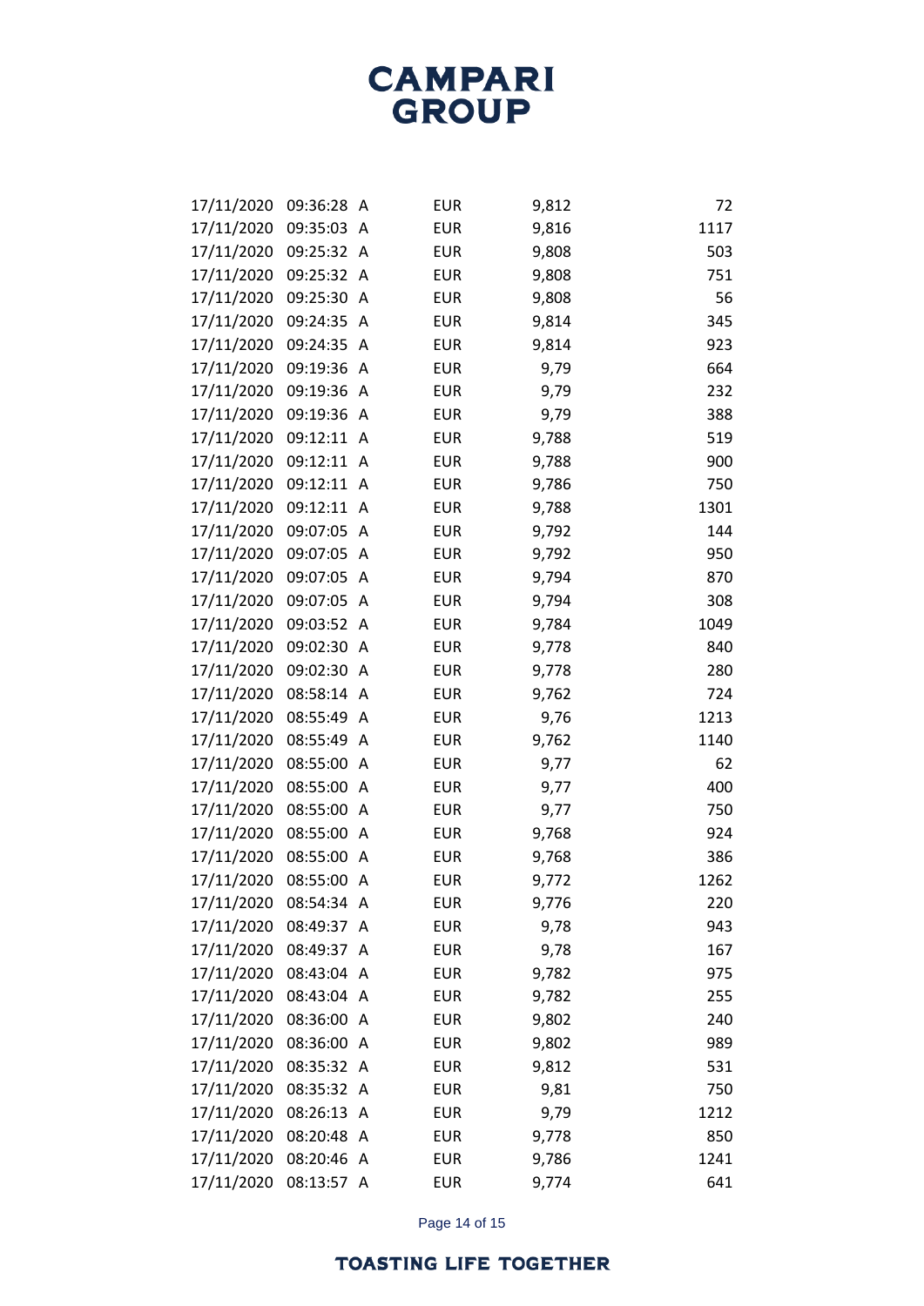| | | | | | |
|---|---|---|---|---|---|
| 17/11/2020 | 09:36:28 | A | EUR | 9,812 | 72 |
| 17/11/2020 | 09:35:03 | A | EUR | 9,816 | 1117 |
| 17/11/2020 | 09:25:32 | A | EUR | 9,808 | 503 |
| 17/11/2020 | 09:25:32 | A | EUR | 9,808 | 751 |
| 17/11/2020 | 09:25:30 | A | EUR | 9,808 | 56 |
| 17/11/2020 | 09:24:35 | A | EUR | 9,814 | 345 |
| 17/11/2020 | 09:24:35 | A | EUR | 9,814 | 923 |
| 17/11/2020 | 09:19:36 | A | EUR | 9,79 | 664 |
| 17/11/2020 | 09:19:36 | A | EUR | 9,79 | 232 |
| 17/11/2020 | 09:19:36 | A | EUR | 9,79 | 388 |
| 17/11/2020 | 09:12:11 | A | EUR | 9,788 | 519 |
| 17/11/2020 | 09:12:11 | A | EUR | 9,788 | 900 |
| 17/11/2020 | 09:12:11 | A | EUR | 9,786 | 750 |
| 17/11/2020 | 09:12:11 | A | EUR | 9,788 | 1301 |
| 17/11/2020 | 09:07:05 | A | EUR | 9,792 | 144 |
| 17/11/2020 | 09:07:05 | A | EUR | 9,792 | 950 |
| 17/11/2020 | 09:07:05 | A | EUR | 9,794 | 870 |
| 17/11/2020 | 09:07:05 | A | EUR | 9,794 | 308 |
| 17/11/2020 | 09:03:52 | A | EUR | 9,784 | 1049 |
| 17/11/2020 | 09:02:30 | A | EUR | 9,778 | 840 |
| 17/11/2020 | 09:02:30 | A | EUR | 9,778 | 280 |
| 17/11/2020 | 08:58:14 | A | EUR | 9,762 | 724 |
| 17/11/2020 | 08:55:49 | A | EUR | 9,76 | 1213 |
| 17/11/2020 | 08:55:49 | A | EUR | 9,762 | 1140 |
| 17/11/2020 | 08:55:00 | A | EUR | 9,77 | 62 |
| 17/11/2020 | 08:55:00 | A | EUR | 9,77 | 400 |
| 17/11/2020 | 08:55:00 | A | EUR | 9,77 | 750 |
| 17/11/2020 | 08:55:00 | A | EUR | 9,768 | 924 |
| 17/11/2020 | 08:55:00 | A | EUR | 9,768 | 386 |
| 17/11/2020 | 08:55:00 | A | EUR | 9,772 | 1262 |
| 17/11/2020 | 08:54:34 | A | EUR | 9,776 | 220 |
| 17/11/2020 | 08:49:37 | A | EUR | 9,78 | 943 |
| 17/11/2020 | 08:49:37 | A | EUR | 9,78 | 167 |
| 17/11/2020 | 08:43:04 | A | EUR | 9,782 | 975 |
| 17/11/2020 | 08:43:04 | A | EUR | 9,782 | 255 |
| 17/11/2020 | 08:36:00 | A | EUR | 9,802 | 240 |
| 17/11/2020 | 08:36:00 | A | EUR | 9,802 | 989 |
| 17/11/2020 | 08:35:32 | A | EUR | 9,812 | 531 |
| 17/11/2020 | 08:35:32 | A | EUR | 9,81 | 750 |
| 17/11/2020 | 08:26:13 | A | EUR | 9,79 | 1212 |
| 17/11/2020 | 08:20:48 | A | EUR | 9,778 | 850 |
| 17/11/2020 | 08:20:46 | A | EUR | 9,786 | 1241 |
| 17/11/2020 | 08:13:57 | A | EUR | 9,774 | 641 |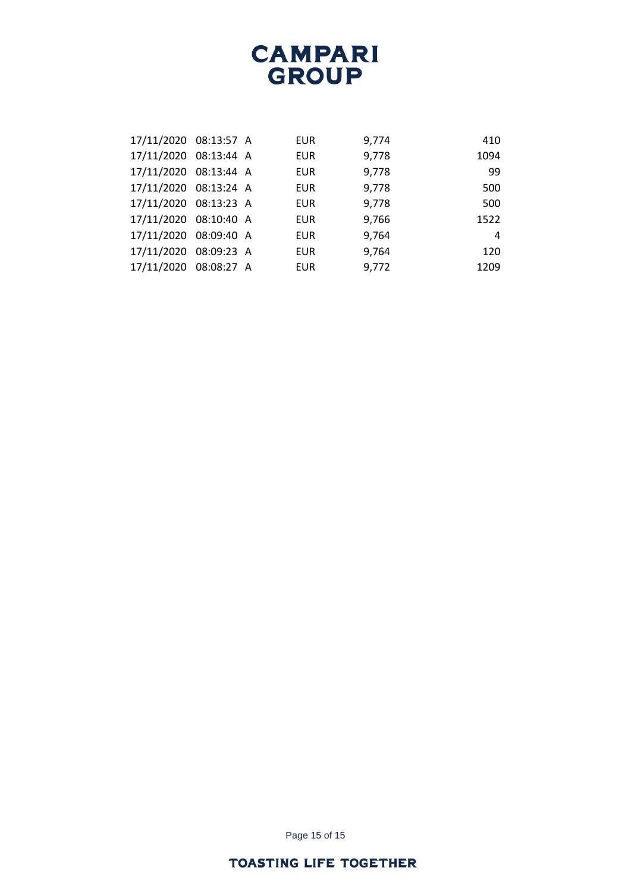| | | | | | |
|---|---|---|---|---|---|
| 17/11/2020 | 08:13:57 | A | EUR | 9,774 | 410 |
| 17/11/2020 | 08:13:44 | A | EUR | 9,778 | 1094 |
| 17/11/2020 | 08:13:44 | A | EUR | 9,778 | 99 |
| 17/11/2020 | 08:13:24 | A | EUR | 9,778 | 500 |
| 17/11/2020 | 08:13:23 | A | EUR | 9,778 | 500 |
| 17/11/2020 | 08:10:40 | A | EUR | 9,766 | 1522 |
| 17/11/2020 | 08:09:40 | A | EUR | 9,764 | 4 |
| 17/11/2020 | 08:09:23 | A | EUR | 9,764 | 120 |
| 17/11/2020 | 08:08:27 | A | EUR | 9,772 | 1209 |